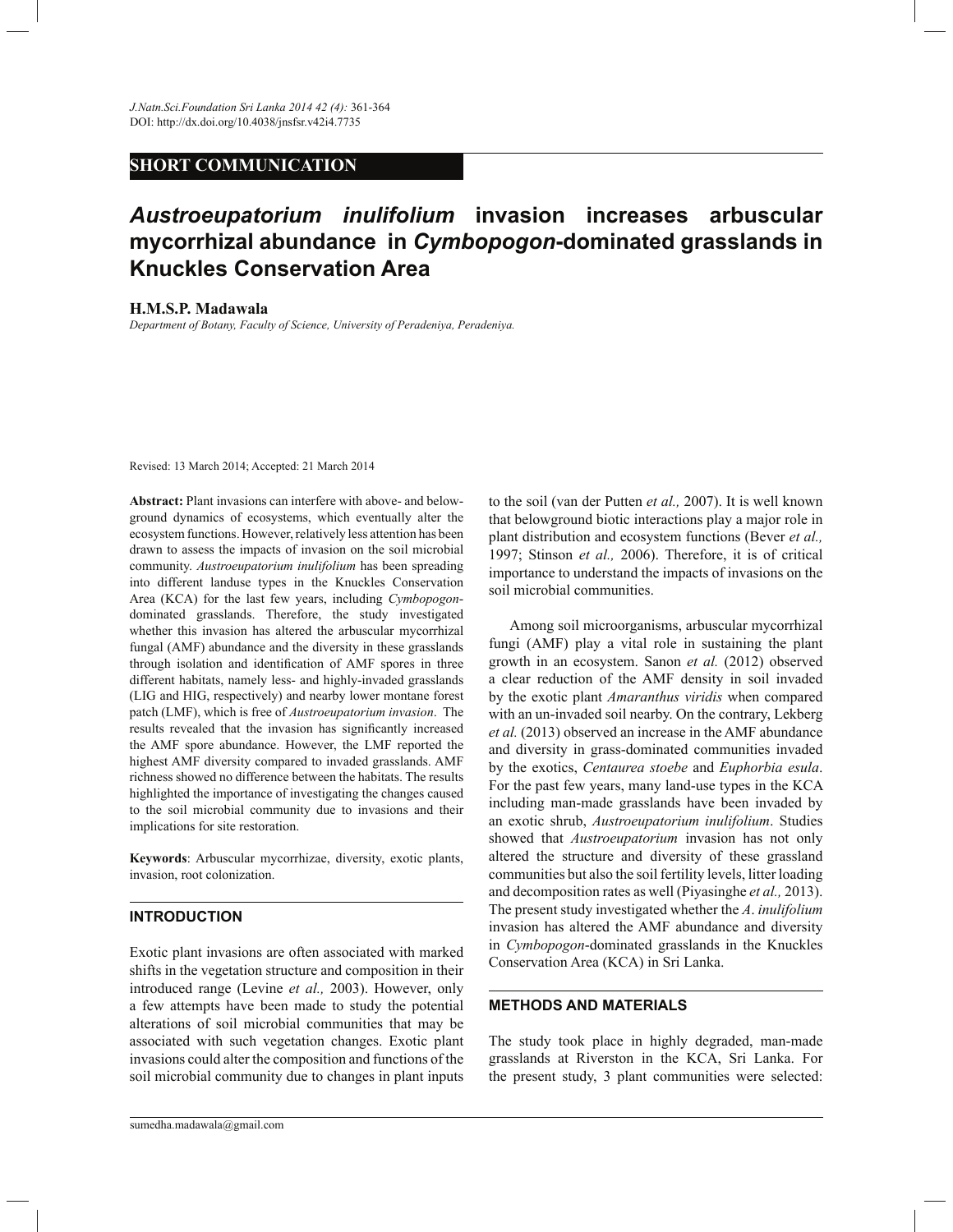**SHORT COMMUNICATION**

# *Austroeupatorium inulifolium* invasion increases arbuscular mycorrhizal abundance in *Cymbopogon*-dominated grasslands in Knuckles Conservation Area

**H.M.S.P. Madawala**

*Department of Botany, Faculty of Science, University of Peradeniya, Peradeniya.*

Revised: 13 March 2014; Accepted: 21 March 2014

**Abstract:** Plant invasions can interfere with above- and below-ground dynamics of ecosystems, which eventually alter the ecosystem functions. However, relatively less attention has been drawn to assess the impacts of invasion on the soil microbial community. *Austroeupatorium inulifolium* has been spreading into different landuse types in the Knuckles Conservation Area (KCA) for the last few years, including *Cymbopogon*-dominated grasslands. Therefore, the study investigated whether this invasion has altered the arbuscular mycorrhizal fungal (AMF) abundance and the diversity in these grasslands through isolation and identification of AMF spores in three different habitats, namely less- and highly-invaded grasslands (LIG and HIG, respectively) and nearby lower montane forest patch (LMF), which is free of *Austroeupatorium invasion*. The results revealed that the invasion has significantly increased the AMF spore abundance. However, the LMF reported the highest AMF diversity compared to invaded grasslands. AMF richness showed no difference between the habitats. The results highlighted the importance of investigating the changes caused to the soil microbial community due to invasions and their implications for site restoration.

**Keywords**: Arbuscular mycorrhizae, diversity, exotic plants, invasion, root colonization.

## INTRODUCTION

Exotic plant invasions are often associated with marked shifts in the vegetation structure and composition in their introduced range (Levine *et al.,* 2003). However, only a few attempts have been made to study the potential alterations of soil microbial communities that may be associated with such vegetation changes. Exotic plant invasions could alter the composition and functions of the soil microbial community due to changes in plant inputs to the soil (van der Putten *et al.,* 2007). It is well known that belowground biotic interactions play a major role in plant distribution and ecosystem functions (Bever *et al.,* 1997; Stinson *et al.,* 2006). Therefore, it is of critical importance to understand the impacts of invasions on the soil microbial communities.

Among soil microorganisms, arbuscular mycorrhizal fungi (AMF) play a vital role in sustaining the plant growth in an ecosystem. Sanon *et al.* (2012) observed a clear reduction of the AMF density in soil invaded by the exotic plant *Amaranthus viridis* when compared with an un-invaded soil nearby. On the contrary, Lekberg *et al.* (2013) observed an increase in the AMF abundance and diversity in grass-dominated communities invaded by the exotics, *Centaurea stoebe* and *Euphorbia esula*. For the past few years, many land-use types in the KCA including man-made grasslands have been invaded by an exotic shrub, *Austroeupatorium inulifolium*. Studies showed that *Austroeupatorium* invasion has not only altered the structure and diversity of these grassland communities but also the soil fertility levels, litter loading and decomposition rates as well (Piyasinghe *et al.,* 2013). The present study investigated whether the *A. inulifolium* invasion has altered the AMF abundance and diversity in *Cymbopogon*-dominated grasslands in the Knuckles Conservation Area (KCA) in Sri Lanka.

## METHODS AND MATERIALS

The study took place in highly degraded, man-made grasslands at Riverston in the KCA, Sri Lanka. For the present study, 3 plant communities were selected:

sumedha.madawala@gmail.com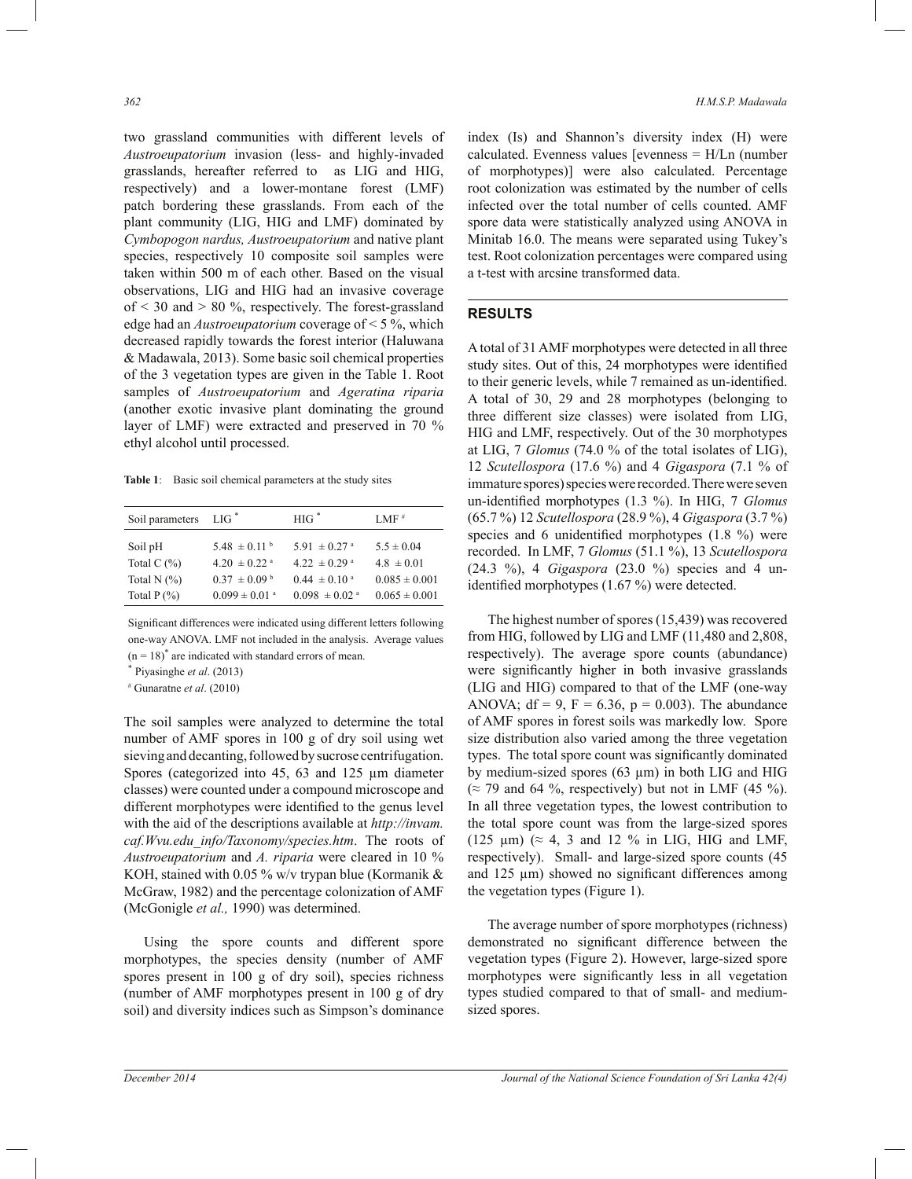two grassland communities with different levels of *Austroeupatorium* invasion (less- and highly-invaded grasslands, hereafter referred to as LIG and HIG, respectively) and a lower-montane forest (LMF) patch bordering these grasslands. From each of the plant community (LIG, HIG and LMF) dominated by *Cymbopogon nardus, Austroeupatorium* and native plant species, respectively 10 composite soil samples were taken within 500 m of each other. Based on the visual observations, LIG and HIG had an invasive coverage of < 30 and > 80 %, respectively. The forest-grassland edge had an *Austroeupatorium* coverage of < 5 %, which decreased rapidly towards the forest interior (Haluwana & Madawala, 2013). Some basic soil chemical properties of the 3 vegetation types are given in the Table 1. Root samples of *Austroeupatorium* and *Ageratina riparia* (another exotic invasive plant dominating the ground layer of LMF) were extracted and preserved in 70 % ethyl alcohol until processed.

**Table 1**: Basic soil chemical parameters at the study sites

| Soil parameters | LIG * | HIG * | LMF # |
|---|---|---|---|
| Soil pH | 5.48 ± 0.11 [b] | 5.91 ± 0.27 [a] | 5.5 ± 0.04 |
| Total C (%) | 4.20 ± 0.22 [a] | 4.22 ± 0.29 [a] | 4.8 ± 0.01 |
| Total N (%) | 0.37 ± 0.09 [b] | 0.44 ± 0.10 [a] | 0.085 ± 0.001 |
| Total P (%) | 0.099 ± 0.01 [a] | 0.098 ± 0.02 [a] | 0.065 ± 0.001 |

Significant differences were indicated using different letters following one-way ANOVA. LMF not included in the analysis. Average values (n = 18)* are indicated with standard errors of mean.

* Piyasinghe *et al*. (2013)

# Gunaratne *et al*. (2010)

The soil samples were analyzed to determine the total number of AMF spores in 100 g of dry soil using wet sieving and decanting, followed by sucrose centrifugation. Spores (categorized into 45, 63 and 125 µm diameter classes) were counted under a compound microscope and different morphotypes were identified to the genus level with the aid of the descriptions available at *http://invam.caf.Wvu.edu_info/Taxonomy/species.htm*. The roots of *Austroeupatorium* and *A. riparia* were cleared in 10 % KOH, stained with 0.05 % w/v trypan blue (Kormanik & McGraw, 1982) and the percentage colonization of AMF (McGonigle *et al.,* 1990) was determined.

Using the spore counts and different spore morphotypes, the species density (number of AMF spores present in 100 g of dry soil), species richness (number of AMF morphotypes present in 100 g of dry soil) and diversity indices such as Simpson's dominance index (Is) and Shannon's diversity index (H) were calculated. Evenness values [evenness = H/Ln (number of morphotypes)] were also calculated. Percentage root colonization was estimated by the number of cells infected over the total number of cells counted. AMF spore data were statistically analyzed using ANOVA in Minitab 16.0. The means were separated using Tukey's test. Root colonization percentages were compared using a t-test with arcsine transformed data.

## RESULTS

A total of 31 AMF morphotypes were detected in all three study sites. Out of this, 24 morphotypes were identified to their generic levels, while 7 remained as un-identified. A total of 30, 29 and 28 morphotypes (belonging to three different size classes) were isolated from LIG, HIG and LMF, respectively. Out of the 30 morphotypes at LIG, 7 *Glomus* (74.0 % of the total isolates of LIG), 12 *Scutellospora* (17.6 %) and 4 *Gigaspora* (7.1 % of immature spores) species were recorded. There were seven un-identified morphotypes (1.3 %). In HIG, 7 *Glomus* (65.7 %) 12 *Scutellospora* (28.9 %), 4 *Gigaspora* (3.7 %) species and 6 unidentified morphotypes (1.8 %) were recorded. In LMF, 7 *Glomus* (51.1 %), 13 *Scutellospora* (24.3 %), 4 *Gigaspora* (23.0 %) species and 4 un-identified morphotypes (1.67 %) were detected.

The highest number of spores (15,439) was recovered from HIG, followed by LIG and LMF (11,480 and 2,808, respectively). The average spore counts (abundance) were significantly higher in both invasive grasslands (LIG and HIG) compared to that of the LMF (one-way ANOVA; df = 9, F = 6.36, p = 0.003). The abundance of AMF spores in forest soils was markedly low. Spore size distribution also varied among the three vegetation types. The total spore count was significantly dominated by medium-sized spores (63 µm) in both LIG and HIG (≈ 79 and 64 %, respectively) but not in LMF (45 %). In all three vegetation types, the lowest contribution to the total spore count was from the large-sized spores (125 µm) (≈ 4, 3 and 12 % in LIG, HIG and LMF, respectively). Small- and large-sized spore counts (45 and 125 µm) showed no significant differences among the vegetation types (Figure 1).

The average number of spore morphotypes (richness) demonstrated no significant difference between the vegetation types (Figure 2). However, large-sized spore morphotypes were significantly less in all vegetation types studied compared to that of small- and medium-sized spores.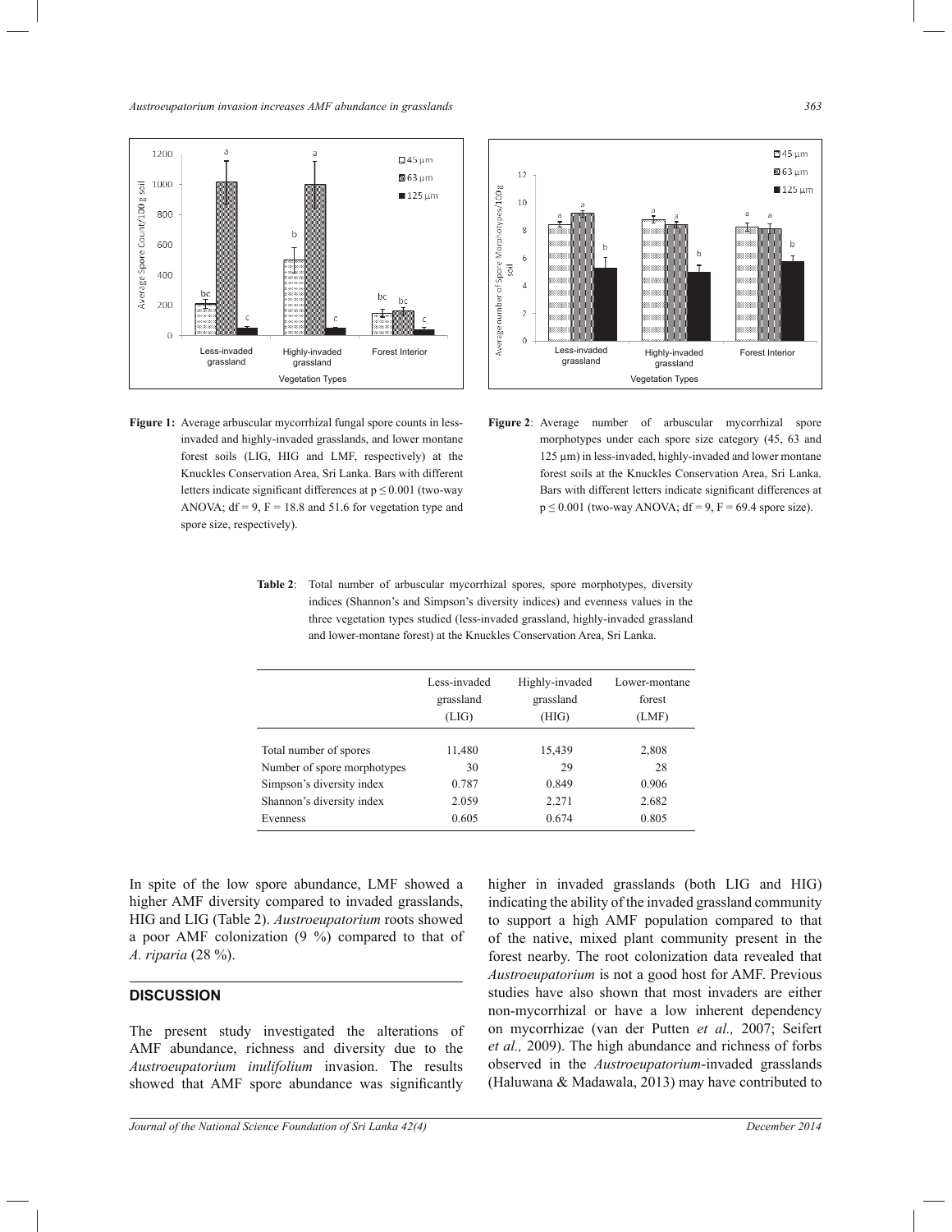**Figure 1:** Average arbuscular mycorrhizal fungal spore counts in less-invaded and highly-invaded grasslands, and lower montane forest soils (LIG, HIG and LMF, respectively) at the Knuckles Conservation Area, Sri Lanka. Bars with different letters indicate significant differences at $p \leq 0.001$ (two-way ANOVA; df = 9, F = 18.8 and 51.6 for vegetation type and spore size, respectively).

**Figure 2**: Average number of arbuscular mycorrhizal spore morphotypes under each spore size category (45, 63 and 125 µm) in less-invaded, highly-invaded and lower montane forest soils at the Knuckles Conservation Area, Sri Lanka. Bars with different letters indicate significant differences at $p \leq 0.001$ (two-way ANOVA; df = 9, F = 69.4 spore size).

**Table 2**: Total number of arbuscular mycorrhizal spores, spore morphotypes, diversity indices (Shannon's and Simpson's diversity indices) and evenness values in the three vegetation types studied (less-invaded grassland, highly-invaded grassland and lower-montane forest) at the Knuckles Conservation Area, Sri Lanka.

| | Less-invaded grassland (LIG) | Highly-invaded grassland (HIG) | Lower-montane forest (LMF) |
|---|---|---|---|
| Total number of spores | 11,480 | 15,439 | 2,808 |
| Number of spore morphotypes | 30 | 29 | 28 |
| Simpson's diversity index | 0.787 | 0.849 | 0.906 |
| Shannon's diversity index | 2.059 | 2.271 | 2.682 |
| Evenness | 0.605 | 0.674 | 0.805 |

In spite of the low spore abundance, LMF showed a higher AMF diversity compared to invaded grasslands, HIG and LIG (Table 2). *Austroeupatorium* roots showed a poor AMF colonization (9 %) compared to that of *A. riparia* (28 %).

## DISCUSSION

The present study investigated the alterations of AMF abundance, richness and diversity due to the *Austroeupatorium inulifolium* invasion. The results showed that AMF spore abundance was significantly higher in invaded grasslands (both LIG and HIG) indicating the ability of the invaded grassland community to support a high AMF population compared to that of the native, mixed plant community present in the forest nearby. The root colonization data revealed that *Austroeupatorium* is not a good host for AMF. Previous studies have also shown that most invaders are either non-mycorrhizal or have a low inherent dependency on mycorrhizae (van der Putten *et al.,* 2007; Seifert *et al.,* 2009). The high abundance and richness of forbs observed in the *Austroeupatorium*-invaded grasslands (Haluwana & Madawala, 2013) may have contributed to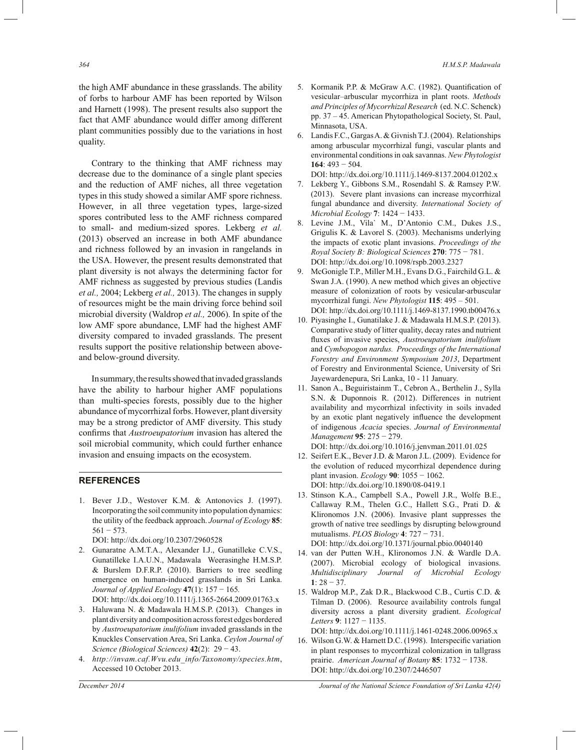the high AMF abundance in these grasslands. The ability of forbs to harbour AMF has been reported by Wilson and Harnett (1998). The present results also support the fact that AMF abundance would differ among different plant communities possibly due to the variations in host quality.

Contrary to the thinking that AMF richness may decrease due to the dominance of a single plant species and the reduction of AMF niches, all three vegetation types in this study showed a similar AMF spore richness. However, in all three vegetation types, large-sized spores contributed less to the AMF richness compared to small- and medium-sized spores. Lekberg *et al.* (2013) observed an increase in both AMF abundance and richness followed by an invasion in rangelands in the USA. However, the present results demonstrated that plant diversity is not always the determining factor for AMF richness as suggested by previous studies (Landis *et al.,* 2004; Lekberg *et al.,* 2013). The changes in supply of resources might be the main driving force behind soil microbial diversity (Waldrop *et al.,* 2006). In spite of the low AMF spore abundance, LMF had the highest AMF diversity compared to invaded grasslands. The present results support the positive relationship between above- and below-ground diversity.

In summary, the results showed that invaded grasslands have the ability to harbour higher AMF populations than multi-species forests, possibly due to the higher abundance of mycorrhizal forbs. However, plant diversity may be a strong predictor of AMF diversity. This study confirms that *Austroeupatorium* invasion has altered the soil microbial community, which could further enhance invasion and ensuing impacts on the ecosystem.

## REFERENCES

1. Bever J.D., Westover K.M. & Antonovics J. (1997). Incorporating the soil community into population dynamics: the utility of the feedback approach. *Journal of Ecology* **85**: 561 − 573.
   DOI: http://dx.doi.org/10.2307/2960528
2. Gunaratne A.M.T.A., Alexander I.J., Gunatilleke C.V.S., Gunatilleke I.A.U.N., Madawala Weerasinghe H.M.S.P. & Burslem D.F.R.P. (2010). Barriers to tree seedling emergence on human-induced grasslands in Sri Lanka. *Journal of Applied Ecology* **47**(1): 157 − 165.
   DOI: http://dx.doi.org/10.1111/j.1365-2664.2009.01763.x
3. Haluwana N. & Madawala H.M.S.P. (2013). Changes in plant diversity and composition across forest edges bordered by *Austroeupatorium inulifolium* invaded grasslands in the Knuckles Conservation Area, Sri Lanka. *Ceylon Journal of Science (Biological Sciences)* **42**(2): 29 − 43.
4. *http://invam.caf.Wvu.edu_info/Taxonomy/species.htm*, Accessed 10 October 2013.
5. Kormanik P.P. & McGraw A.C. (1982). Quantification of vesicular–arbuscular mycorrhiza in plant roots. *Methods and Principles of Mycorrhizal Research* (ed. N.C. Schenck) pp. 37 – 45. American Phytopathological Society, St. Paul, Minnasota, USA.
6. Landis F.C., Gargas A. & Givnish T.J. (2004). Relationships among arbuscular mycorrhizal fungi, vascular plants and environmental conditions in oak savannas. *New Phytologist* **164**: 493 − 504.
   DOI: http://dx.doi.org/10.1111/j.1469-8137.2004.01202.x
7. Lekberg Y., Gibbons S.M., Rosendahl S. & Ramsey P.W. (2013). Severe plant invasions can increase mycorrhizal fungal abundance and diversity. *International Society of Microbial Ecology* **7**: 1424 − 1433.
8. Levine J.M., Vila` M., D'Antonio C.M., Dukes J.S., Grigulis K. & Lavorel S. (2003). Mechanisms underlying the impacts of exotic plant invasions. *Proceedings of the Royal Society B: Biological Sciences* **270**: 775 − 781.
   DOI: http://dx.doi.org/10.1098/rspb.2003.2327
9. McGonigle T.P., Miller M.H., Evans D.G., Fairchild G.L. & Swan J.A. (1990). A new method which gives an objective measure of colonization of roots by vesicular-arbuscular mycorrhizal fungi. *New Phytologist* **115**: 495 – 501.
   DOI: http://dx.doi.org/10.1111/j.1469-8137.1990.tb00476.x
10. Piyasinghe I., Gunatilake J. & Madawala H.M.S.P. (2013). Comparative study of litter quality, decay rates and nutrient fluxes of invasive species, *Austroeupatorium inulifolium* and *Cymbopogon nardus. Proceedings of the International Forestry and Environment Symposium 2013*, Department of Forestry and Environmental Science, University of Sri Jayewardenepura, Sri Lanka, 10 - 11 January.
11. Sanon A., Beguiristainm T., Cebron A., Berthelin J., Sylla S.N. & Duponnois R. (2012). Differences in nutrient availability and mycorrhizal infectivity in soils invaded by an exotic plant negatively influence the development of indigenous *Acacia* species. *Journal of Environmental Management* **95**: 275 − 279.
    DOI: http://dx.doi.org/10.1016/j.jenvman.2011.01.025
12. Seifert E.K., Bever J.D. & Maron J.L. (2009). Evidence for the evolution of reduced mycorrhizal dependence during plant invasion. *Ecology* **90**: 1055 − 1062.
    DOI: http://dx.doi.org/10.1890/08-0419.1
13. Stinson K.A., Campbell S.A., Powell J.R., Wolfe B.E., Callaway R.M., Thelen G.C., Hallett S.G., Prati D. & Klironomos J.N. (2006). Invasive plant suppresses the growth of native tree seedlings by disrupting belowground mutualisms. *PLOS Biology* **4**: 727 − 731.
    DOI: http://dx.doi.org/10.1371/journal.pbio.0040140
14. van der Putten W.H., Klironomos J.N. & Wardle D.A. (2007). Microbial ecology of biological invasions. *Multidisciplinary Journal of Microbial Ecology* **1**: 28 − 37.
15. Waldrop M.P., Zak D.R., Blackwood C.B., Curtis C.D. & Tilman D. (2006). Resource availability controls fungal diversity across a plant diversity gradient. *Ecological Letters* **9**: 1127 − 1135.
    DOI: http://dx.doi.org/10.1111/j.1461-0248.2006.00965.x
16. Wilson G.W. & Harnett D.C. (1998). Interspecific variation in plant responses to mycorrhizal colonization in tallgrass prairie. *American Journal of Botany* **85**: 1732 − 1738.
    DOI: http://dx.doi.org/10.2307/2446507